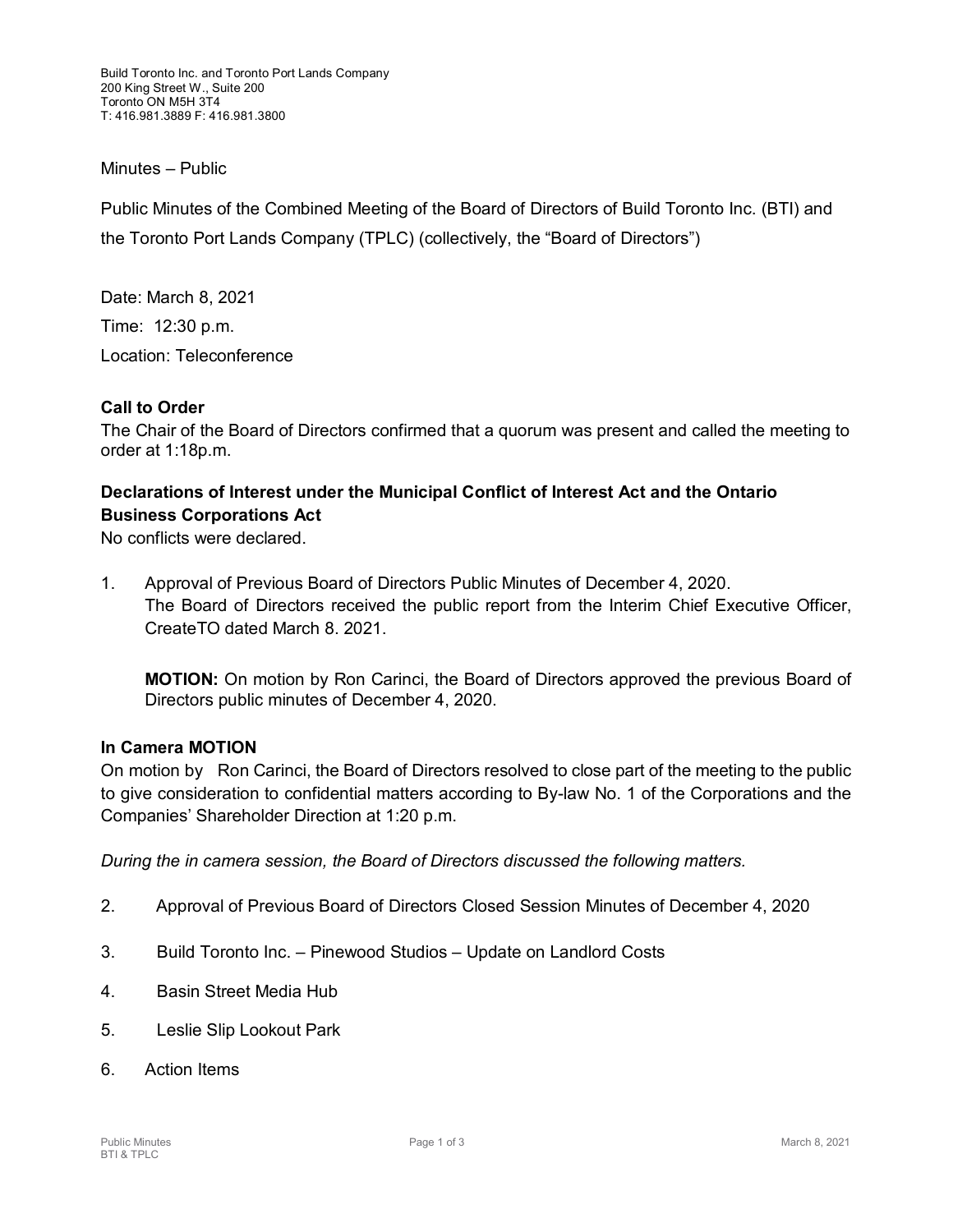Build Toronto Inc. and Toronto Port Lands Company
200 King Street W., Suite 200
Toronto ON M5H 3T4
T: 416.981.3889 F: 416.981.3800

Minutes – Public

Public Minutes of the Combined Meeting of the Board of Directors of Build Toronto Inc. (BTI) and the Toronto Port Lands Company (TPLC) (collectively, the "Board of Directors")

Date: March 8, 2021

Time: 12:30 p.m.

Location: Teleconference

**Call to Order**
The Chair of the Board of Directors confirmed that a quorum was present and called the meeting to order at 1:18p.m.

**Declarations of Interest under the Municipal Conflict of Interest Act and the Ontario Business Corporations Act**
No conflicts were declared.

1. Approval of Previous Board of Directors Public Minutes of December 4, 2020.
   The Board of Directors received the public report from the Interim Chief Executive Officer, CreateTO dated March 8. 2021.

   **MOTION:** On motion by Ron Carinci, the Board of Directors approved the previous Board of Directors public minutes of December 4, 2020.

**In Camera MOTION**
On motion by Ron Carinci, the Board of Directors resolved to close part of the meeting to the public to give consideration to confidential matters according to By-law No. 1 of the Corporations and the Companies' Shareholder Direction at 1:20 p.m.

*During the in camera session, the Board of Directors discussed the following matters.*

2. Approval of Previous Board of Directors Closed Session Minutes of December 4, 2020

3. Build Toronto Inc. – Pinewood Studios – Update on Landlord Costs

4. Basin Street Media Hub

5. Leslie Slip Lookout Park

6. Action Items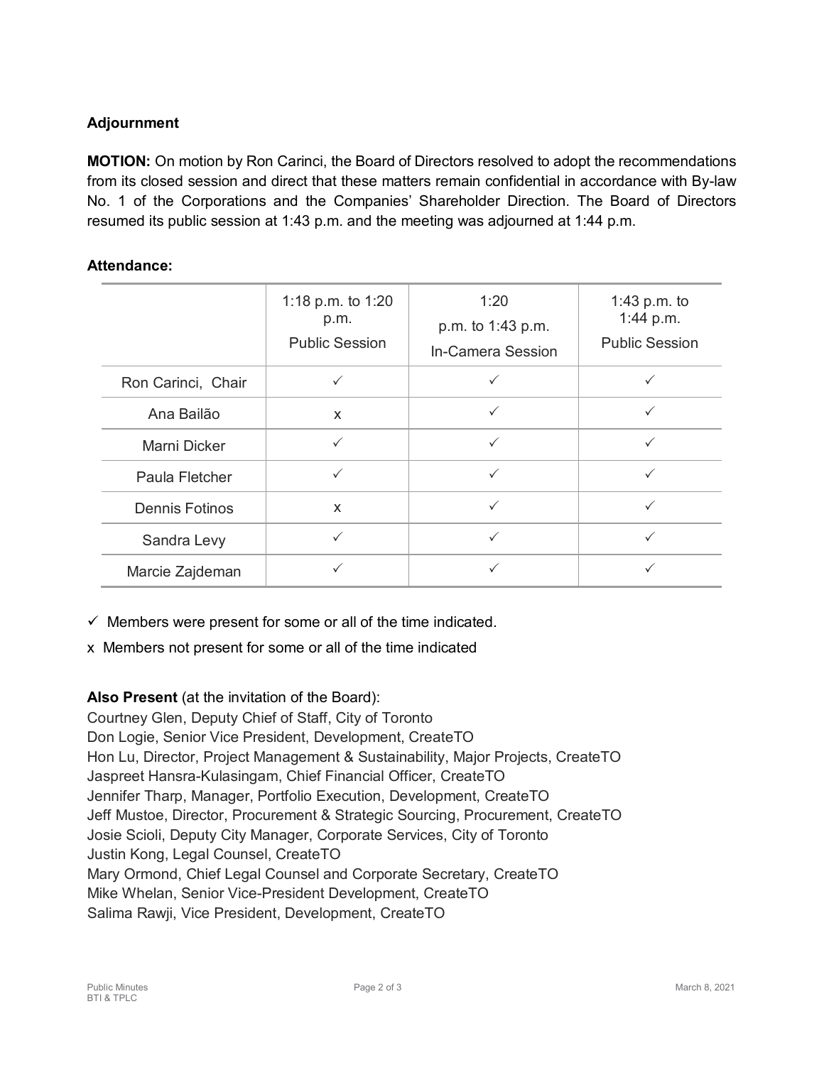**Adjournment**

**MOTION:** On motion by Ron Carinci, the Board of Directors resolved to adopt the recommendations from its closed session and direct that these matters remain confidential in accordance with By-law No. 1 of the Corporations and the Companies' Shareholder Direction. The Board of Directors resumed its public session at 1:43 p.m. and the meeting was adjourned at 1:44 p.m.

**Attendance:**

| | 1:18 p.m. to 1:20 p.m. Public Session | 1:20 p.m. to 1:43 p.m. In-Camera Session | 1:43 p.m. to 1:44 p.m. Public Session |
|---|---|---|---|
| Ron Carinci, Chair | ✓ | ✓ | ✓ |
| Ana Bailão | x | ✓ | ✓ |
| Marni Dicker | ✓ | ✓ | ✓ |
| Paula Fletcher | ✓ | ✓ | ✓ |
| Dennis Fotinos | x | ✓ | ✓ |
| Sandra Levy | ✓ | ✓ | ✓ |
| Marcie Zajdeman | ✓ | ✓ | ✓ |

✓ Members were present for some or all of the time indicated.

x Members not present for some or all of the time indicated

**Also Present** (at the invitation of the Board):
Courtney Glen, Deputy Chief of Staff, City of Toronto
Don Logie, Senior Vice President, Development, CreateTO
Hon Lu, Director, Project Management & Sustainability, Major Projects, CreateTO
Jaspreet Hansra-Kulasingam, Chief Financial Officer, CreateTO
Jennifer Tharp, Manager, Portfolio Execution, Development, CreateTO
Jeff Mustoe, Director, Procurement & Strategic Sourcing, Procurement, CreateTO
Josie Scioli, Deputy City Manager, Corporate Services, City of Toronto
Justin Kong, Legal Counsel, CreateTO
Mary Ormond, Chief Legal Counsel and Corporate Secretary, CreateTO
Mike Whelan, Senior Vice-President Development, CreateTO
Salima Rawji, Vice President, Development, CreateTO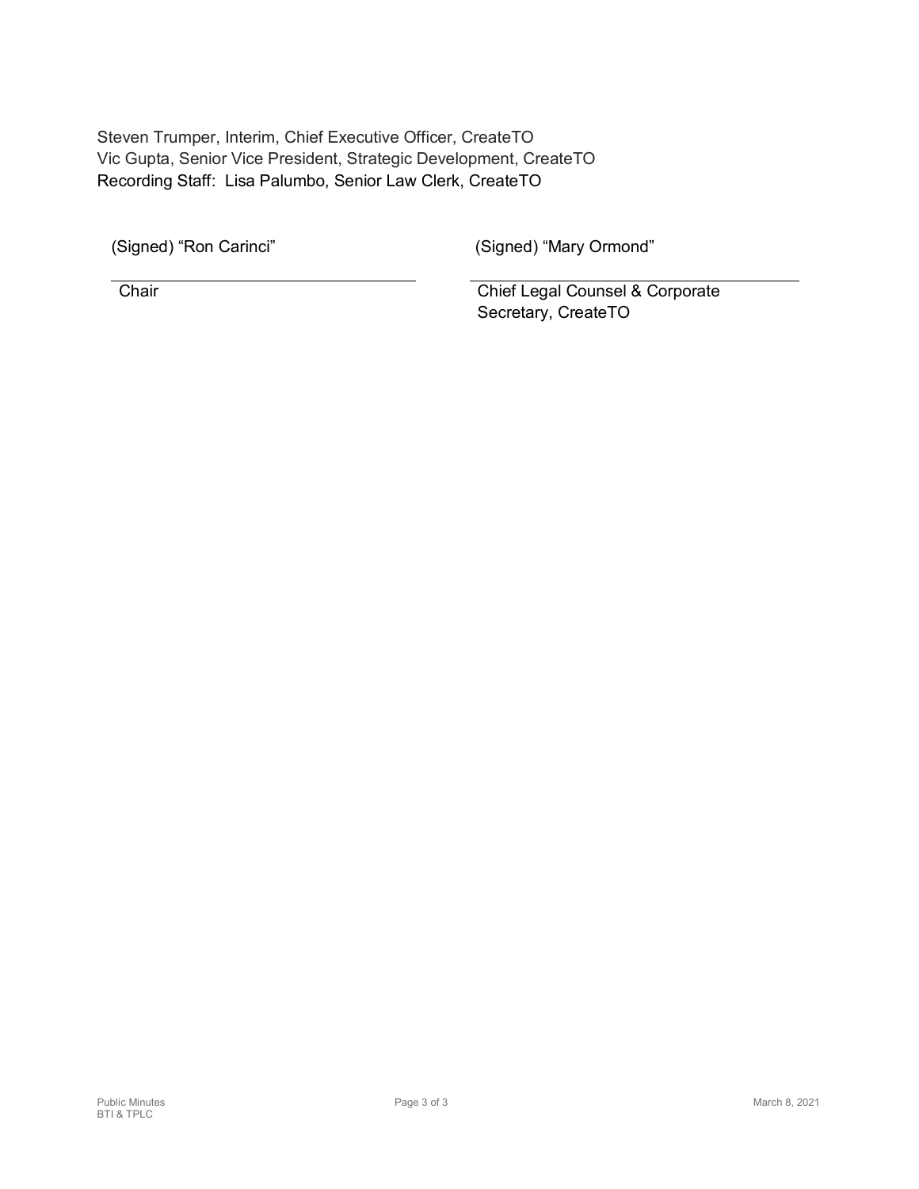Steven Trumper, Interim, Chief Executive Officer, CreateTO
Vic Gupta, Senior Vice President, Strategic Development, CreateTO
Recording Staff: Lisa Palumbo, Senior Law Clerk, CreateTO

(Signed) "Ron Carinci"

Chair

(Signed) "Mary Ormond"

Chief Legal Counsel & Corporate Secretary, CreateTO